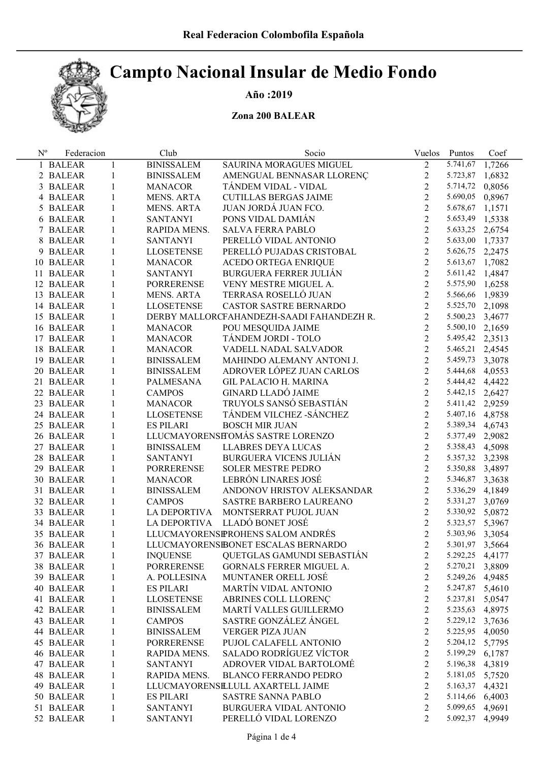Real Federacion Colombofila Española

# Campto Nacional Insular de Medio Fondo

**Año :2019**

**Zona 200 BALEAR**

| Nº | Federacion | | Club | Socio | Vuelos | Puntos | Coef |
|---|---|---|---|---|---|---|---|
| 1 | BALEAR | 1 | BINISSALEM | SAURINA MORAGUES MIGUEL | 2 | 5.741,67 | 1,7266 |
| 2 | BALEAR | 1 | BINISSALEM | AMENGUAL BENNASAR LLORENÇ | 2 | 5.723,87 | 1,6832 |
| 3 | BALEAR | 1 | MANACOR | TÁNDEM VIDAL - VIDAL | 2 | 5.714,72 | 0,8056 |
| 4 | BALEAR | 1 | MENS. ARTA | CUTILLAS BERGAS JAIME | 2 | 5.690,05 | 0,8967 |
| 5 | BALEAR | 1 | MENS. ARTA | JUAN JORDÁ JUAN FCO. | 2 | 5.678,67 | 1,1571 |
| 6 | BALEAR | 1 | SANTANYI | PONS VIDAL DAMIÁN | 2 | 5.653,49 | 1,5338 |
| 7 | BALEAR | 1 | RAPIDA MENS. | SALVA FERRA PABLO | 2 | 5.633,25 | 2,6754 |
| 8 | BALEAR | 1 | SANTANYI | PERELLÓ VIDAL ANTONIO | 2 | 5.633,00 | 1,7337 |
| 9 | BALEAR | 1 | LLOSETENSE | PERELLÓ PUJADAS CRISTOBAL | 2 | 5.626,75 | 2,2475 |
| 10 | BALEAR | 1 | MANACOR | ACEDO ORTEGA ENRIQUE | 2 | 5.613,67 | 1,7082 |
| 11 | BALEAR | 1 | SANTANYI | BURGUERA FERRER JULIÁN | 2 | 5.611,42 | 1,4847 |
| 12 | BALEAR | 1 | PORRERENSE | VENY MESTRE MIGUEL A. | 2 | 5.575,90 | 1,6258 |
| 13 | BALEAR | 1 | MENS. ARTA | TERRASA ROSELLÓ JUAN | 2 | 5.566,66 | 1,9839 |
| 14 | BALEAR | 1 | LLOSETENSE | CASTOR SASTRE BERNARDO | 2 | 5.525,70 | 2,1098 |
| 15 | BALEAR | 1 | DERBY MALLORC | FAHANDEZH-SAADI FAHANDEZH R. | 2 | 5.500,23 | 3,4677 |
| 16 | BALEAR | 1 | MANACOR | POU MESQUIDA JAIME | 2 | 5.500,10 | 2,1659 |
| 17 | BALEAR | 1 | MANACOR | TÁNDEM JORDI - TOLO | 2 | 5.495,42 | 2,3513 |
| 18 | BALEAR | 1 | MANACOR | VADELL NADAL SALVADOR | 2 | 5.465,21 | 2,4545 |
| 19 | BALEAR | 1 | BINISSALEM | MAHINDO ALEMANY ANTONI J. | 2 | 5.459,73 | 3,3078 |
| 20 | BALEAR | 1 | BINISSALEM | ADROVER LÓPEZ JUAN CARLOS | 2 | 5.444,68 | 4,0553 |
| 21 | BALEAR | 1 | PALMESANA | GIL PALACIO H. MARINA | 2 | 5.444,42 | 4,4422 |
| 22 | BALEAR | 1 | CAMPOS | GINARD LLADÓ JAIME | 2 | 5.442,15 | 2,6427 |
| 23 | BALEAR | 1 | MANACOR | TRUYOLS SANSÓ SEBASTIÁN | 2 | 5.411,42 | 2,9259 |
| 24 | BALEAR | 1 | LLOSETENSE | TÁNDEM VILCHEZ -SÁNCHEZ | 2 | 5.407,16 | 4,8758 |
| 25 | BALEAR | 1 | ES PILARI | BOSCH MIR JUAN | 2 | 5.389,34 | 4,6743 |
| 26 | BALEAR | 1 | LLUCMAYORENSE | TOMÁS SASTRE LORENZO | 2 | 5.377,49 | 2,9082 |
| 27 | BALEAR | 1 | BINISSALEM | LLABRES DEYA LUCAS | 2 | 5.358,43 | 4,5098 |
| 28 | BALEAR | 1 | SANTANYI | BURGUERA VICENS JULIÁN | 2 | 5.357,32 | 3,2398 |
| 29 | BALEAR | 1 | PORRERENSE | SOLER MESTRE PEDRO | 2 | 5.350,88 | 3,4897 |
| 30 | BALEAR | 1 | MANACOR | LEBRÓN LINARES JOSÉ | 2 | 5.346,87 | 3,3638 |
| 31 | BALEAR | 1 | BINISSALEM | ANDONOV HRISTOV ALEKSANDAR | 2 | 5.336,29 | 4,1849 |
| 32 | BALEAR | 1 | CAMPOS | SASTRE BARBERO LAUREANO | 2 | 5.331,27 | 3,0769 |
| 33 | BALEAR | 1 | LA DEPORTIVA | MONTSERRAT PUJOL JUAN | 2 | 5.330,92 | 5,0872 |
| 34 | BALEAR | 1 | LA DEPORTIVA | LLADÓ BONET JOSÉ | 2 | 5.323,57 | 5,3967 |
| 35 | BALEAR | 1 | LLUCMAYORENSE | PROHENS SALOM ANDRÉS | 2 | 5.303,96 | 3,3054 |
| 36 | BALEAR | 1 | LLUCMAYORENSE | BONET ESCALAS BERNARDO | 2 | 5.301,97 | 3,5664 |
| 37 | BALEAR | 1 | INQUENSE | QUETGLAS GAMUNDI SEBASTIÁN | 2 | 5.292,25 | 4,4177 |
| 38 | BALEAR | 1 | PORRERENSE | GORNALS FERRER MIGUEL A. | 2 | 5.270,21 | 3,8809 |
| 39 | BALEAR | 1 | A. POLLESINA | MUNTANER ORELL JOSÉ | 2 | 5.249,26 | 4,9485 |
| 40 | BALEAR | 1 | ES PILARI | MARTÍN VIDAL ANTONIO | 2 | 5.247,87 | 5,4610 |
| 41 | BALEAR | 1 | LLOSETENSE | ABRINES COLL LLORENÇ | 2 | 5.237,81 | 5,0547 |
| 42 | BALEAR | 1 | BINISSALEM | MARTÍ VALLES GUILLERMO | 2 | 5.235,63 | 4,8975 |
| 43 | BALEAR | 1 | CAMPOS | SASTRE GONZÁLEZ ÁNGEL | 2 | 5.229,12 | 3,7636 |
| 44 | BALEAR | 1 | BINISSALEM | VERGER PIZA JUAN | 2 | 5.225,95 | 4,0050 |
| 45 | BALEAR | 1 | PORRERENSE | PUJOL CALAFELL ANTONIO | 2 | 5.204,12 | 5,7795 |
| 46 | BALEAR | 1 | RAPIDA MENS. | SALADO RODRÍGUEZ VÍCTOR | 2 | 5.199,29 | 6,1787 |
| 47 | BALEAR | 1 | SANTANYI | ADROVER VIDAL BARTOLOMÉ | 2 | 5.196,38 | 4,3819 |
| 48 | BALEAR | 1 | RAPIDA MENS. | BLANCO FERRANDO PEDRO | 2 | 5.181,05 | 5,7520 |
| 49 | BALEAR | 1 | LLUCMAYORENSE | LLULL AXARTELL JAIME | 2 | 5.163,37 | 4,4321 |
| 50 | BALEAR | 1 | ES PILARI | SASTRE SANNA PABLO | 2 | 5.114,66 | 6,4003 |
| 51 | BALEAR | 1 | SANTANYI | BURGUERA VIDAL ANTONIO | 2 | 5.099,65 | 4,9691 |
| 52 | BALEAR | 1 | SANTANYI | PERELLÓ VIDAL LORENZO | 2 | 5.092,37 | 4,9949 |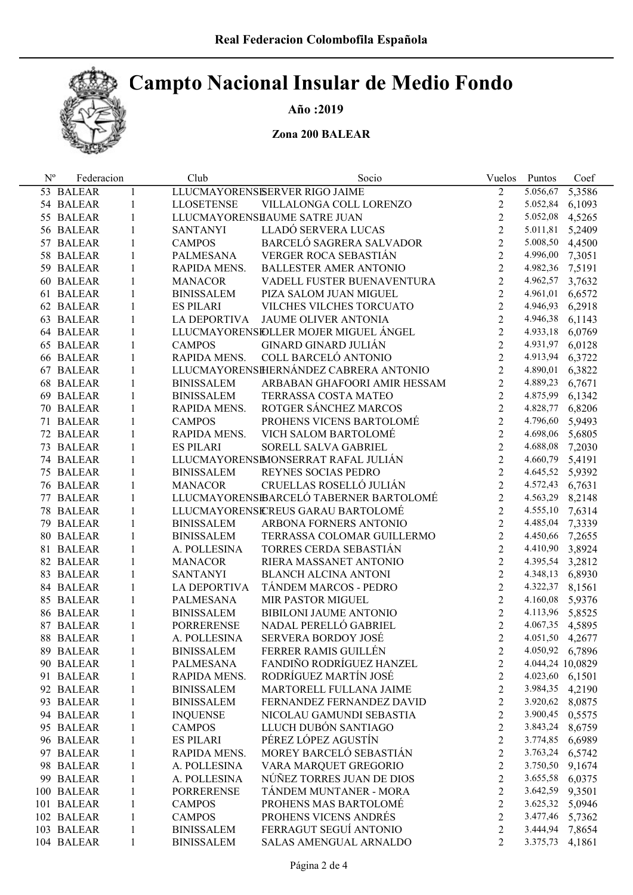# Real Federacion Colombofila Española

# Campto Nacional Insular de Medio Fondo

**Año :2019**

**Zona 200 BALEAR**

| Nº | Federacion | | Club | Socio | Vuelos | Puntos | Coef |
|---|---|---|---|---|---|---|---|
| 53 | BALEAR | 1 | LLUCMAYORENSE | SERVER RIGO JAIME | 2 | 5.056,67 | 5,3586 |
| 54 | BALEAR | 1 | LLOSETENSE | VILLALONGA COLL LORENZO | 2 | 5.052,84 | 6,1093 |
| 55 | BALEAR | 1 | LLUCMAYORENSE | JAUME SATRE JUAN | 2 | 5.052,08 | 4,5265 |
| 56 | BALEAR | 1 | SANTANYI | LLADÓ SERVERA LUCAS | 2 | 5.011,81 | 5,2409 |
| 57 | BALEAR | 1 | CAMPOS | BARCELÓ SAGRERA SALVADOR | 2 | 5.008,50 | 4,4500 |
| 58 | BALEAR | 1 | PALMESANA | VERGER ROCA SEBASTIÁN | 2 | 4.996,00 | 7,3051 |
| 59 | BALEAR | 1 | RAPIDA MENS. | BALLESTER AMER ANTONIO | 2 | 4.982,36 | 7,5191 |
| 60 | BALEAR | 1 | MANACOR | VADELL FUSTER BUENAVENTURA | 2 | 4.962,57 | 3,7632 |
| 61 | BALEAR | 1 | BINISSALEM | PIZA SALOM JUAN MIGUEL | 2 | 4.961,01 | 6,6572 |
| 62 | BALEAR | 1 | ES PILARI | VILCHES VILCHES TORCUATO | 2 | 4.946,93 | 6,2918 |
| 63 | BALEAR | 1 | LA DEPORTIVA | JAUME OLIVER ANTONIA | 2 | 4.946,38 | 6,1143 |
| 64 | BALEAR | 1 | LLUCMAYORENSE | SOLLER MOJER MIGUEL ÁNGEL | 2 | 4.933,18 | 6,0769 |
| 65 | BALEAR | 1 | CAMPOS | GINARD GINARD JULIÁN | 2 | 4.931,97 | 6,0128 |
| 66 | BALEAR | 1 | RAPIDA MENS. | COLL BARCELÓ ANTONIO | 2 | 4.913,94 | 6,3722 |
| 67 | BALEAR | 1 | LLUCMAYORENSE | HERNÁNDEZ CABRERA ANTONIO | 2 | 4.890,01 | 6,3822 |
| 68 | BALEAR | 1 | BINISSALEM | ARBABAN GHAFOORI AMIR HESSAM | 2 | 4.889,23 | 6,7671 |
| 69 | BALEAR | 1 | BINISSALEM | TERRASSA COSTA MATEO | 2 | 4.875,99 | 6,1342 |
| 70 | BALEAR | 1 | RAPIDA MENS. | ROTGER SÁNCHEZ MARCOS | 2 | 4.828,77 | 6,8206 |
| 71 | BALEAR | 1 | CAMPOS | PROHENS VICENS BARTOLOMÉ | 2 | 4.796,60 | 5,9493 |
| 72 | BALEAR | 1 | RAPIDA MENS. | VICH SALOM BARTOLOMÉ | 2 | 4.698,06 | 5,6805 |
| 73 | BALEAR | 1 | ES PILARI | SORELL SALVA GABRIEL | 2 | 4.688,08 | 7,2030 |
| 74 | BALEAR | 1 | LLUCMAYORENSE | MONSERRAT RAFAL JULIÁN | 2 | 4.660,79 | 5,4191 |
| 75 | BALEAR | 1 | BINISSALEM | REYNES SOCIAS PEDRO | 2 | 4.645,52 | 5,9392 |
| 76 | BALEAR | 1 | MANACOR | CRUELLAS ROSELLÓ JULIÁN | 2 | 4.572,43 | 6,7631 |
| 77 | BALEAR | 1 | LLUCMAYORENSE | BARCELÓ TABERNER BARTOLOMÉ | 2 | 4.563,29 | 8,2148 |
| 78 | BALEAR | 1 | LLUCMAYORENSE | CREUS GARAU BARTOLOMÉ | 2 | 4.555,10 | 7,6314 |
| 79 | BALEAR | 1 | BINISSALEM | ARBONA FORNERS ANTONIO | 2 | 4.485,04 | 7,3339 |
| 80 | BALEAR | 1 | BINISSALEM | TERRASSA COLOMAR GUILLERMO | 2 | 4.450,66 | 7,2655 |
| 81 | BALEAR | 1 | A. POLLESINA | TORRES CERDA SEBASTIÁN | 2 | 4.410,90 | 3,8924 |
| 82 | BALEAR | 1 | MANACOR | RIERA MASSANET ANTONIO | 2 | 4.395,54 | 3,2812 |
| 83 | BALEAR | 1 | SANTANYI | BLANCH ALCINA ANTONI | 2 | 4.348,13 | 6,8930 |
| 84 | BALEAR | 1 | LA DEPORTIVA | TÁNDEM MARCOS - PEDRO | 2 | 4.322,37 | 8,1561 |
| 85 | BALEAR | 1 | PALMESANA | MIR PASTOR MIGUEL | 2 | 4.160,08 | 5,9376 |
| 86 | BALEAR | 1 | BINISSALEM | BIBILONI JAUME ANTONIO | 2 | 4.113,96 | 5,8525 |
| 87 | BALEAR | 1 | PORRERENSE | NADAL PERELLÓ GABRIEL | 2 | 4.067,35 | 4,5895 |
| 88 | BALEAR | 1 | A. POLLESINA | SERVERA BORDOY JOSÉ | 2 | 4.051,50 | 4,2677 |
| 89 | BALEAR | 1 | BINISSALEM | FERRER RAMIS GUILLÉN | 2 | 4.050,92 | 6,7896 |
| 90 | BALEAR | 1 | PALMESANA | FANDIÑO RODRÍGUEZ HANZEL | 2 | 4.044,24 | 10,0829 |
| 91 | BALEAR | 1 | RAPIDA MENS. | RODRÍGUEZ MARTÍN JOSÉ | 2 | 4.023,60 | 6,1501 |
| 92 | BALEAR | 1 | BINISSALEM | MARTORELL FULLANA JAIME | 2 | 3.984,35 | 4,2190 |
| 93 | BALEAR | 1 | BINISSALEM | FERNANDEZ FERNANDEZ DAVID | 2 | 3.920,62 | 8,0875 |
| 94 | BALEAR | 1 | INQUENSE | NICOLAU GAMUNDI SEBASTIA | 2 | 3.900,45 | 0,5575 |
| 95 | BALEAR | 1 | CAMPOS | LLUCH DUBÓN SANTIAGO | 2 | 3.843,24 | 8,6759 |
| 96 | BALEAR | 1 | ES PILARI | PÉREZ LÓPEZ AGUSTÍN | 2 | 3.774,85 | 6,6989 |
| 97 | BALEAR | 1 | RAPIDA MENS. | MOREY BARCELÓ SEBASTIÁN | 2 | 3.763,24 | 6,5742 |
| 98 | BALEAR | 1 | A. POLLESINA | VARA MARQUET GREGORIO | 2 | 3.750,50 | 9,1674 |
| 99 | BALEAR | 1 | A. POLLESINA | NÚÑEZ TORRES JUAN DE DIOS | 2 | 3.655,58 | 6,0375 |
| 100 | BALEAR | 1 | PORRERENSE | TÁNDEM MUNTANER - MORA | 2 | 3.642,59 | 9,3501 |
| 101 | BALEAR | 1 | CAMPOS | PROHENS MAS BARTOLOMÉ | 2 | 3.625,32 | 5,0946 |
| 102 | BALEAR | 1 | CAMPOS | PROHENS VICENS ANDRÉS | 2 | 3.477,46 | 5,7362 |
| 103 | BALEAR | 1 | BINISSALEM | FERRAGUT SEGUÍ ANTONIO | 2 | 3.444,94 | 7,8654 |
| 104 | BALEAR | 1 | BINISSALEM | SALAS AMENGUAL ARNALDO | 2 | 3.375,73 | 4,1861 |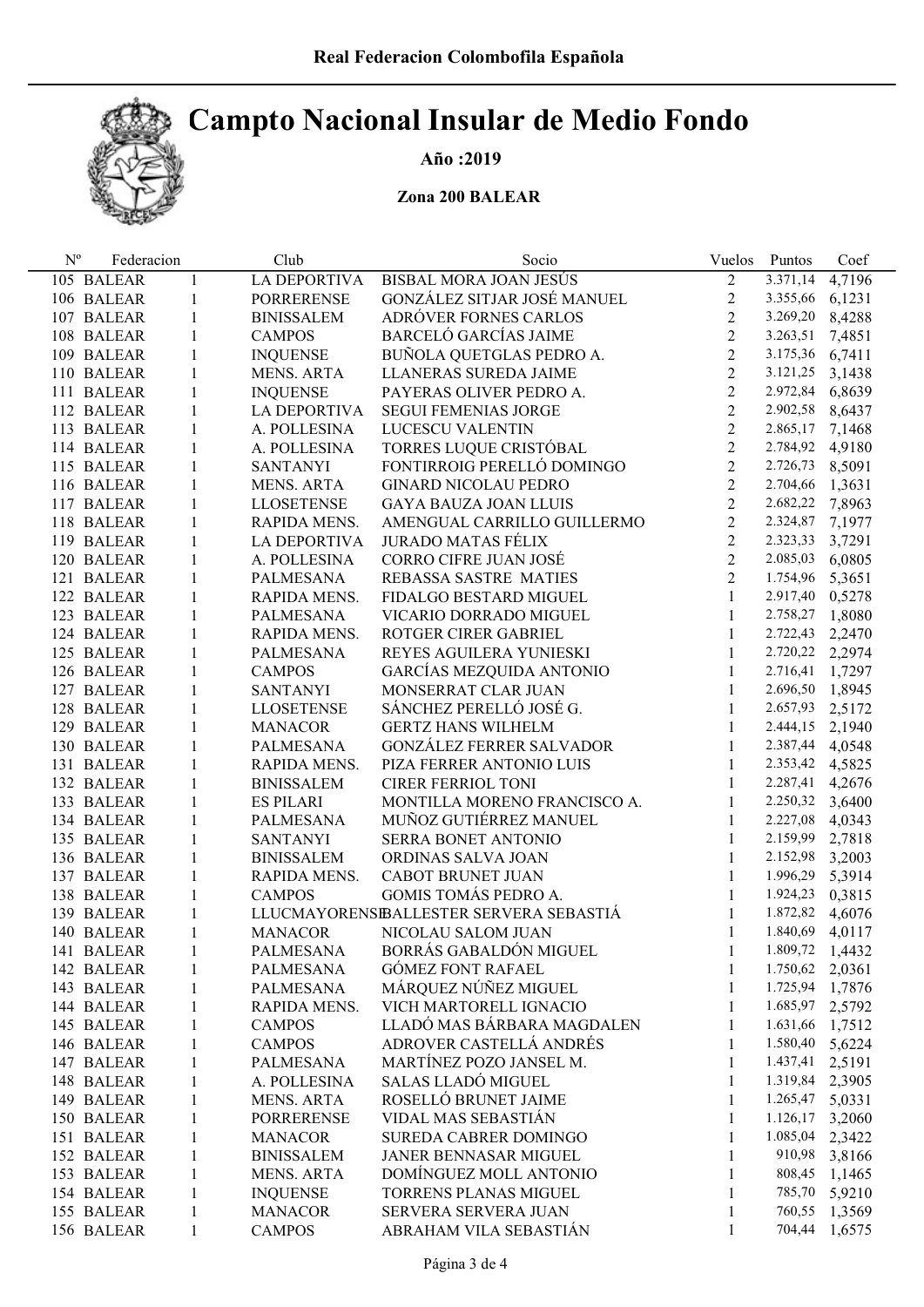# Campto Nacional Insular de Medio Fondo

**Año :2019**

**Zona 200 BALEAR**

| Nº | Federacion | | Club | Socio | Vuelos | Puntos | Coef |
|---|---|---|---|---|---|---|---|
| 105 | BALEAR | 1 | LA DEPORTIVA | BISBAL MORA JOAN JESÚS | 2 | 3.371,14 | 4,7196 |
| 106 | BALEAR | 1 | PORRERENSE | GONZÁLEZ SITJAR JOSÉ MANUEL | 2 | 3.355,66 | 6,1231 |
| 107 | BALEAR | 1 | BINISSALEM | ADRÓVER FORNES CARLOS | 2 | 3.269,20 | 8,4288 |
| 108 | BALEAR | 1 | CAMPOS | BARCELÓ GARCÍAS JAIME | 2 | 3.263,51 | 7,4851 |
| 109 | BALEAR | 1 | INQUENSE | BUÑOLA QUETGLAS PEDRO A. | 2 | 3.175,36 | 6,7411 |
| 110 | BALEAR | 1 | MENS. ARTA | LLANERAS SUREDA JAIME | 2 | 3.121,25 | 3,1438 |
| 111 | BALEAR | 1 | INQUENSE | PAYERAS OLIVER PEDRO A. | 2 | 2.972,84 | 6,8639 |
| 112 | BALEAR | 1 | LA DEPORTIVA | SEGUI FEMENIAS JORGE | 2 | 2.902,58 | 8,6437 |
| 113 | BALEAR | 1 | A. POLLESINA | LUCESCU VALENTIN | 2 | 2.865,17 | 7,1468 |
| 114 | BALEAR | 1 | A. POLLESINA | TORRES LUQUE CRISTÓBAL | 2 | 2.784,92 | 4,9180 |
| 115 | BALEAR | 1 | SANTANYI | FONTIRROIG PERELLÓ DOMINGO | 2 | 2.726,73 | 8,5091 |
| 116 | BALEAR | 1 | MENS. ARTA | GINARD NICOLAU PEDRO | 2 | 2.704,66 | 1,3631 |
| 117 | BALEAR | 1 | LLOSETENSE | GAYA BAUZA JOAN LLUIS | 2 | 2.682,22 | 7,8963 |
| 118 | BALEAR | 1 | RAPIDA MENS. | AMENGUAL CARRILLO GUILLERMO | 2 | 2.324,87 | 7,1977 |
| 119 | BALEAR | 1 | LA DEPORTIVA | JURADO MATAS FÉLIX | 2 | 2.323,33 | 3,7291 |
| 120 | BALEAR | 1 | A. POLLESINA | CORRO CIFRE JUAN JOSÉ | 2 | 2.085,03 | 6,0805 |
| 121 | BALEAR | 1 | PALMESANA | REBASSA SASTRE MATIES | 2 | 1.754,96 | 5,3651 |
| 122 | BALEAR | 1 | RAPIDA MENS. | FIDALGO BESTARD MIGUEL | 1 | 2.917,40 | 0,5278 |
| 123 | BALEAR | 1 | PALMESANA | VICARIO DORRADO MIGUEL | 1 | 2.758,27 | 1,8080 |
| 124 | BALEAR | 1 | RAPIDA MENS. | ROTGER CIRER GABRIEL | 1 | 2.722,43 | 2,2470 |
| 125 | BALEAR | 1 | PALMESANA | REYES AGUILERA YUNIESKI | 1 | 2.720,22 | 2,2974 |
| 126 | BALEAR | 1 | CAMPOS | GARCÍAS MEZQUIDA ANTONIO | 1 | 2.716,41 | 1,7297 |
| 127 | BALEAR | 1 | SANTANYI | MONSERRAT CLAR JUAN | 1 | 2.696,50 | 1,8945 |
| 128 | BALEAR | 1 | LLOSETENSE | SÁNCHEZ PERELLÓ JOSÉ G. | 1 | 2.657,93 | 2,5172 |
| 129 | BALEAR | 1 | MANACOR | GERTZ HANS WILHELM | 1 | 2.444,15 | 2,1940 |
| 130 | BALEAR | 1 | PALMESANA | GONZÁLEZ FERRER SALVADOR | 1 | 2.387,44 | 4,0548 |
| 131 | BALEAR | 1 | RAPIDA MENS. | PIZA FERRER ANTONIO LUIS | 1 | 2.353,42 | 4,5825 |
| 132 | BALEAR | 1 | BINISSALEM | CIRER FERRIOL TONI | 1 | 2.287,41 | 4,2676 |
| 133 | BALEAR | 1 | ES PILARI | MONTILLA MORENO FRANCISCO A. | 1 | 2.250,32 | 3,6400 |
| 134 | BALEAR | 1 | PALMESANA | MUÑOZ GUTIÉRREZ MANUEL | 1 | 2.227,08 | 4,0343 |
| 135 | BALEAR | 1 | SANTANYI | SERRA BONET ANTONIO | 1 | 2.159,99 | 2,7818 |
| 136 | BALEAR | 1 | BINISSALEM | ORDINAS SALVA JOAN | 1 | 2.152,98 | 3,2003 |
| 137 | BALEAR | 1 | RAPIDA MENS. | CABOT BRUNET JUAN | 1 | 1.996,29 | 5,3914 |
| 138 | BALEAR | 1 | CAMPOS | GOMIS TOMÁS PEDRO A. | 1 | 1.924,23 | 0,3815 |
| 139 | BALEAR | 1 | LLUCMAYORENSE | BALLESTER SERVERA SEBASTIÁ | 1 | 1.872,82 | 4,6076 |
| 140 | BALEAR | 1 | MANACOR | NICOLAU SALOM JUAN | 1 | 1.840,69 | 4,0117 |
| 141 | BALEAR | 1 | PALMESANA | BORRÁS GABALDÓN MIGUEL | 1 | 1.809,72 | 1,4432 |
| 142 | BALEAR | 1 | PALMESANA | GÓMEZ FONT RAFAEL | 1 | 1.750,62 | 2,0361 |
| 143 | BALEAR | 1 | PALMESANA | MÁRQUEZ NÚÑEZ MIGUEL | 1 | 1.725,94 | 1,7876 |
| 144 | BALEAR | 1 | RAPIDA MENS. | VICH MARTORELL IGNACIO | 1 | 1.685,97 | 2,5792 |
| 145 | BALEAR | 1 | CAMPOS | LLADÓ MAS BÁRBARA MAGDALEN | 1 | 1.631,66 | 1,7512 |
| 146 | BALEAR | 1 | CAMPOS | ADROVER CASTELLÁ ANDRÉS | 1 | 1.580,40 | 5,6224 |
| 147 | BALEAR | 1 | PALMESANA | MARTÍNEZ POZO JANSEL M. | 1 | 1.437,41 | 2,5191 |
| 148 | BALEAR | 1 | A. POLLESINA | SALAS LLADÓ MIGUEL | 1 | 1.319,84 | 2,3905 |
| 149 | BALEAR | 1 | MENS. ARTA | ROSELLÓ BRUNET JAIME | 1 | 1.265,47 | 5,0331 |
| 150 | BALEAR | 1 | PORRERENSE | VIDAL MAS SEBASTIÁN | 1 | 1.126,17 | 3,2060 |
| 151 | BALEAR | 1 | MANACOR | SUREDA CABRER DOMINGO | 1 | 1.085,04 | 2,3422 |
| 152 | BALEAR | 1 | BINISSALEM | JANER BENNASAR MIGUEL | 1 | 910,98 | 3,8166 |
| 153 | BALEAR | 1 | MENS. ARTA | DOMÍNGUEZ MOLL ANTONIO | 1 | 808,45 | 1,1465 |
| 154 | BALEAR | 1 | INQUENSE | TORRENS PLANAS MIGUEL | 1 | 785,70 | 5,9210 |
| 155 | BALEAR | 1 | MANACOR | SERVERA SERVERA JUAN | 1 | 760,55 | 1,3569 |
| 156 | BALEAR | 1 | CAMPOS | ABRAHAM VILA SEBASTIÁN | 1 | 704,44 | 1,6575 |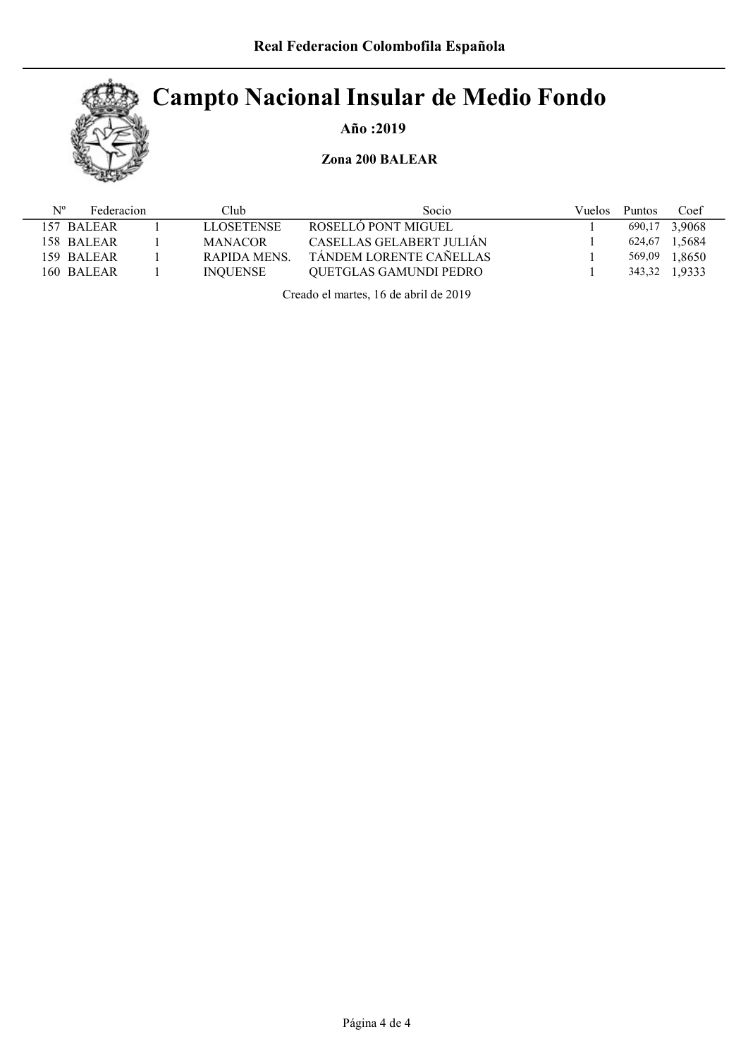**Real Federacion Colombofila Española**

# Campto Nacional Insular de Medio Fondo

**Año :2019**

**Zona 200 BALEAR**

| Nº | Federacion | | Club | Socio | Vuelos | Puntos | Coef |
|---|---|---|---|---|---|---|---|
| 157 | BALEAR | 1 | LLOSETENSE | ROSELLÓ PONT MIGUEL | 1 | 690,17 | 3,9068 |
| 158 | BALEAR | 1 | MANACOR | CASELLAS GELABERT JULIÁN | 1 | 624,67 | 1,5684 |
| 159 | BALEAR | 1 | RAPIDA MENS. | TÁNDEM LORENTE CAÑELLAS | 1 | 569,09 | 1,8650 |
| 160 | BALEAR | 1 | INQUENSE | QUETGLAS GAMUNDI PEDRO | 1 | 343,32 | 1,9333 |

Creado el martes, 16 de abril de 2019